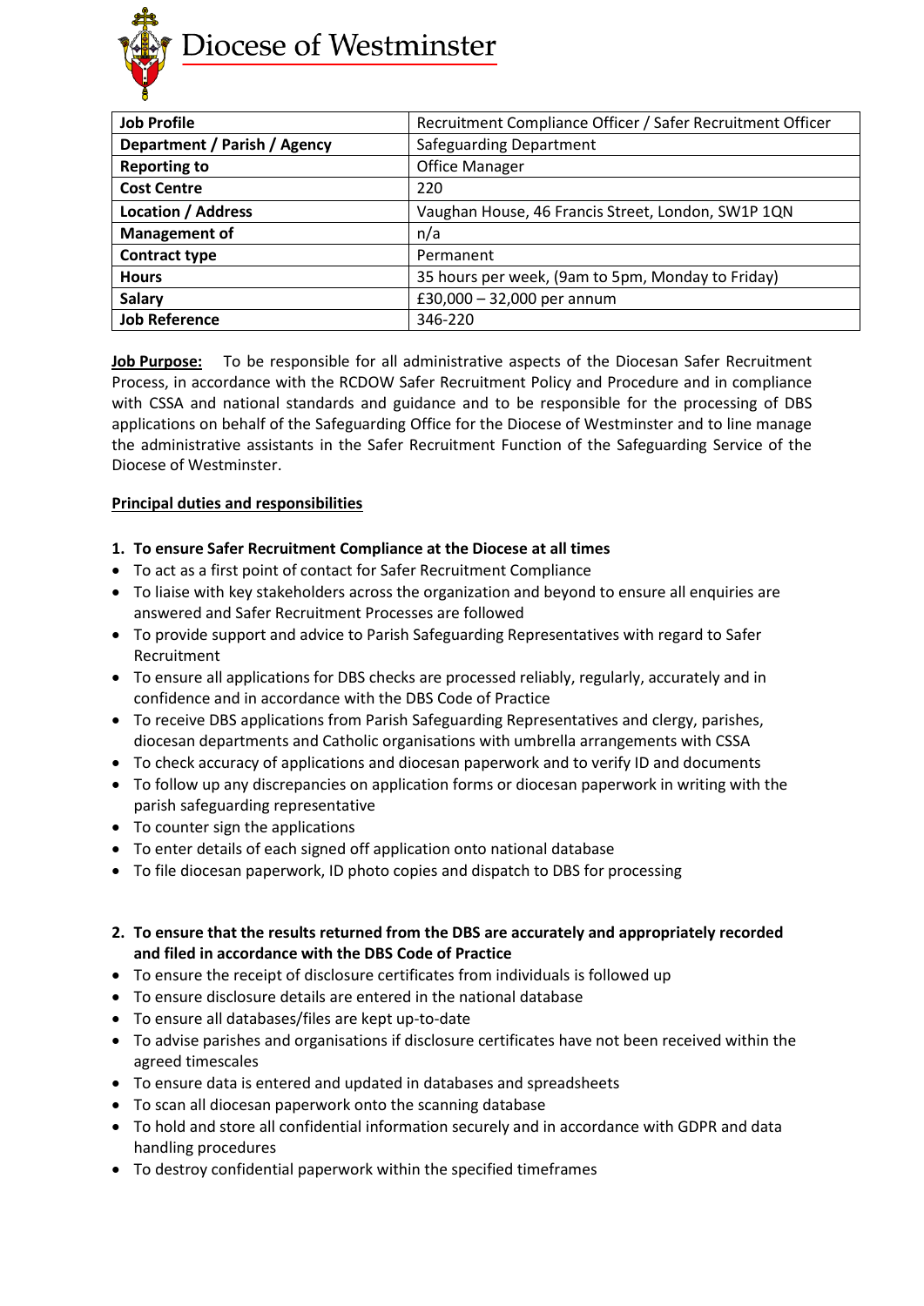# Diocese of Westminster

| Job Profile | Recruitment Compliance Officer / Safer Recruitment Officer |
| --- | --- |
| **Department / Parish / Agency** | Safeguarding Department |
| **Reporting to** | Office Manager |
| **Cost Centre** | 220 |
| **Location / Address** | Vaughan House, 46 Francis Street, London, SW1P 1QN |
| **Management of** | n/a |
| **Contract type** | Permanent |
| **Hours** | 35 hours per week, (9am to 5pm, Monday to Friday) |
| **Salary** | £30,000 – 32,000 per annum |
| **Job Reference** | 346-220 |

**Job Purpose:** To be responsible for all administrative aspects of the Diocesan Safer Recruitment Process, in accordance with the RCDOW Safer Recruitment Policy and Procedure and in compliance with CSSA and national standards and guidance and to be responsible for the processing of DBS applications on behalf of the Safeguarding Office for the Diocese of Westminster and to line manage the administrative assistants in the Safer Recruitment Function of the Safeguarding Service of the Diocese of Westminster.

**Principal duties and responsibilities**

1. **To ensure Safer Recruitment Compliance at the Diocese at all times**

- To act as a first point of contact for Safer Recruitment Compliance
- To liaise with key stakeholders across the organization and beyond to ensure all enquiries are answered and Safer Recruitment Processes are followed
- To provide support and advice to Parish Safeguarding Representatives with regard to Safer Recruitment
- To ensure all applications for DBS checks are processed reliably, regularly, accurately and in confidence and in accordance with the DBS Code of Practice
- To receive DBS applications from Parish Safeguarding Representatives and clergy, parishes, diocesan departments and Catholic organisations with umbrella arrangements with CSSA
- To check accuracy of applications and diocesan paperwork and to verify ID and documents
- To follow up any discrepancies on application forms or diocesan paperwork in writing with the parish safeguarding representative
- To counter sign the applications
- To enter details of each signed off application onto national database
- To file diocesan paperwork, ID photo copies and dispatch to DBS for processing

2. **To ensure that the results returned from the DBS are accurately and appropriately recorded and filed in accordance with the DBS Code of Practice**

- To ensure the receipt of disclosure certificates from individuals is followed up
- To ensure disclosure details are entered in the national database
- To ensure all databases/files are kept up-to-date
- To advise parishes and organisations if disclosure certificates have not been received within the agreed timescales
- To ensure data is entered and updated in databases and spreadsheets
- To scan all diocesan paperwork onto the scanning database
- To hold and store all confidential information securely and in accordance with GDPR and data handling procedures
- To destroy confidential paperwork within the specified timeframes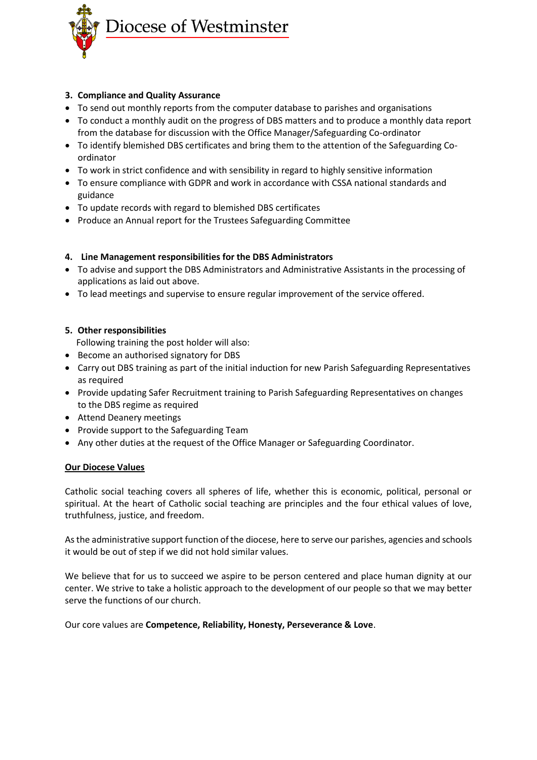**3. Compliance and Quality Assurance**

- To send out monthly reports from the computer database to parishes and organisations
- To conduct a monthly audit on the progress of DBS matters and to produce a monthly data report from the database for discussion with the Office Manager/Safeguarding Co-ordinator
- To identify blemished DBS certificates and bring them to the attention of the Safeguarding Co-ordinator
- To work in strict confidence and with sensibility in regard to highly sensitive information
- To ensure compliance with GDPR and work in accordance with CSSA national standards and guidance
- To update records with regard to blemished DBS certificates
- Produce an Annual report for the Trustees Safeguarding Committee

**4. Line Management responsibilities for the DBS Administrators**

- To advise and support the DBS Administrators and Administrative Assistants in the processing of applications as laid out above.
- To lead meetings and supervise to ensure regular improvement of the service offered.

**5. Other responsibilities**

Following training the post holder will also:

- Become an authorised signatory for DBS
- Carry out DBS training as part of the initial induction for new Parish Safeguarding Representatives as required
- Provide updating Safer Recruitment training to Parish Safeguarding Representatives on changes to the DBS regime as required
- Attend Deanery meetings
- Provide support to the Safeguarding Team
- Any other duties at the request of the Office Manager or Safeguarding Coordinator.

**Our Diocese Values**

Catholic social teaching covers all spheres of life, whether this is economic, political, personal or spiritual. At the heart of Catholic social teaching are principles and the four ethical values of love, truthfulness, justice, and freedom.

As the administrative support function of the diocese, here to serve our parishes, agencies and schools it would be out of step if we did not hold similar values.

We believe that for us to succeed we aspire to be person centered and place human dignity at our center. We strive to take a holistic approach to the development of our people so that we may better serve the functions of our church.

Our core values are **Competence, Reliability, Honesty, Perseverance & Love**.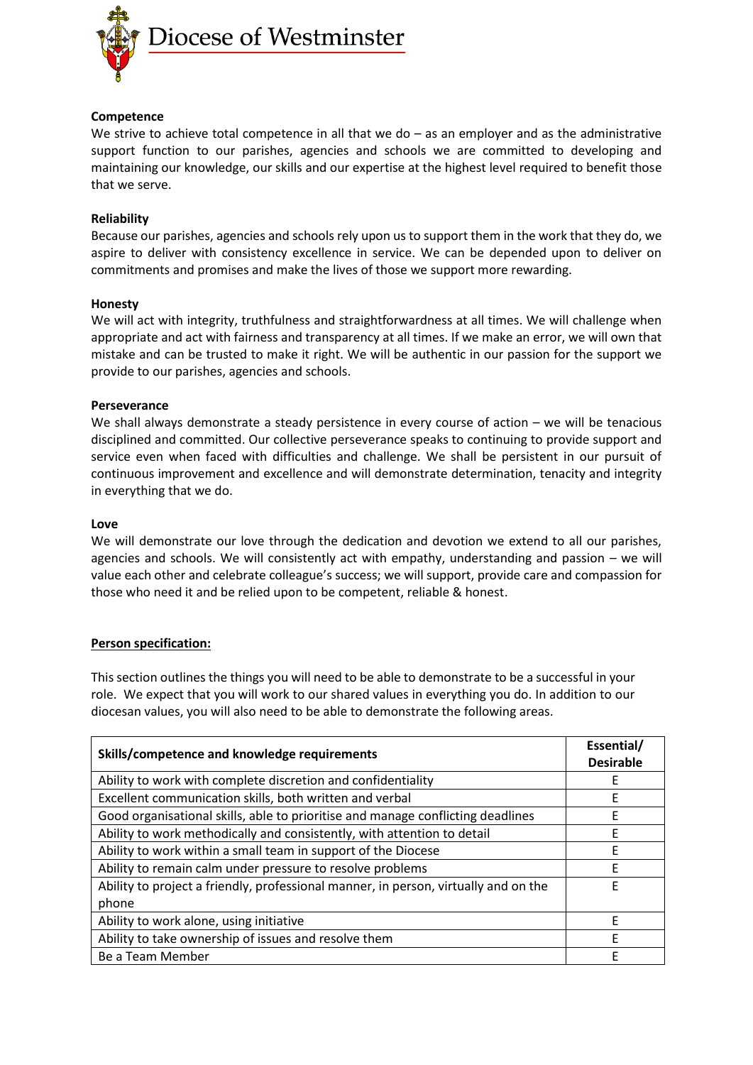**Competence**
We strive to achieve total competence in all that we do – as an employer and as the administrative support function to our parishes, agencies and schools we are committed to developing and maintaining our knowledge, our skills and our expertise at the highest level required to benefit those that we serve.

**Reliability**
Because our parishes, agencies and schools rely upon us to support them in the work that they do, we aspire to deliver with consistency excellence in service. We can be depended upon to deliver on commitments and promises and make the lives of those we support more rewarding.

**Honesty**
We will act with integrity, truthfulness and straightforwardness at all times. We will challenge when appropriate and act with fairness and transparency at all times. If we make an error, we will own that mistake and can be trusted to make it right. We will be authentic in our passion for the support we provide to our parishes, agencies and schools.

**Perseverance**
We shall always demonstrate a steady persistence in every course of action – we will be tenacious disciplined and committed. Our collective perseverance speaks to continuing to provide support and service even when faced with difficulties and challenge. We shall be persistent in our pursuit of continuous improvement and excellence and will demonstrate determination, tenacity and integrity in everything that we do.

**Love**
We will demonstrate our love through the dedication and devotion we extend to all our parishes, agencies and schools. We will consistently act with empathy, understanding and passion – we will value each other and celebrate colleague's success; we will support, provide care and compassion for those who need it and be relied upon to be competent, reliable & honest.

**Person specification:**

This section outlines the things you will need to be able to demonstrate to be a successful in your role. We expect that you will work to our shared values in everything you do. In addition to our diocesan values, you will also need to be able to demonstrate the following areas.

| Skills/competence and knowledge requirements | Essential/ Desirable |
|---|---|
| Ability to work with complete discretion and confidentiality | E |
| Excellent communication skills, both written and verbal | E |
| Good organisational skills, able to prioritise and manage conflicting deadlines | E |
| Ability to work methodically and consistently, with attention to detail | E |
| Ability to work within a small team in support of the Diocese | E |
| Ability to remain calm under pressure to resolve problems | E |
| Ability to project a friendly, professional manner, in person, virtually and on the phone | E |
| Ability to work alone, using initiative | E |
| Ability to take ownership of issues and resolve them | E |
| Be a Team Member | E |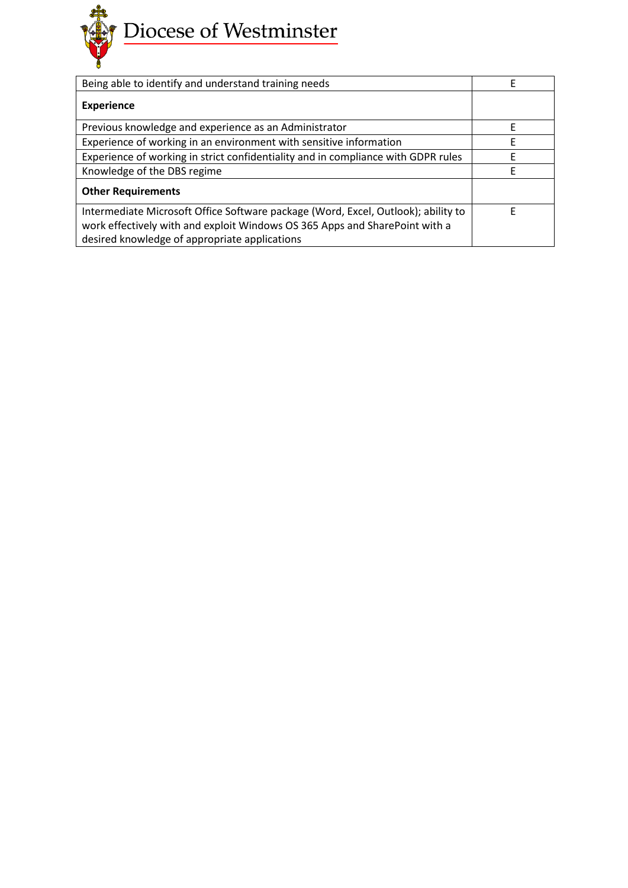| | |
|---|---|
| Being able to identify and understand training needs | E |
| **Experience** | |
| Previous knowledge and experience as an Administrator | E |
| Experience of working in an environment with sensitive information | E |
| Experience of working in strict confidentiality and in compliance with GDPR rules | E |
| Knowledge of the DBS regime | E |
| **Other Requirements** | |
| Intermediate Microsoft Office Software package (Word, Excel, Outlook); ability to work effectively with and exploit Windows OS 365 Apps and SharePoint with a desired knowledge of appropriate applications | E |